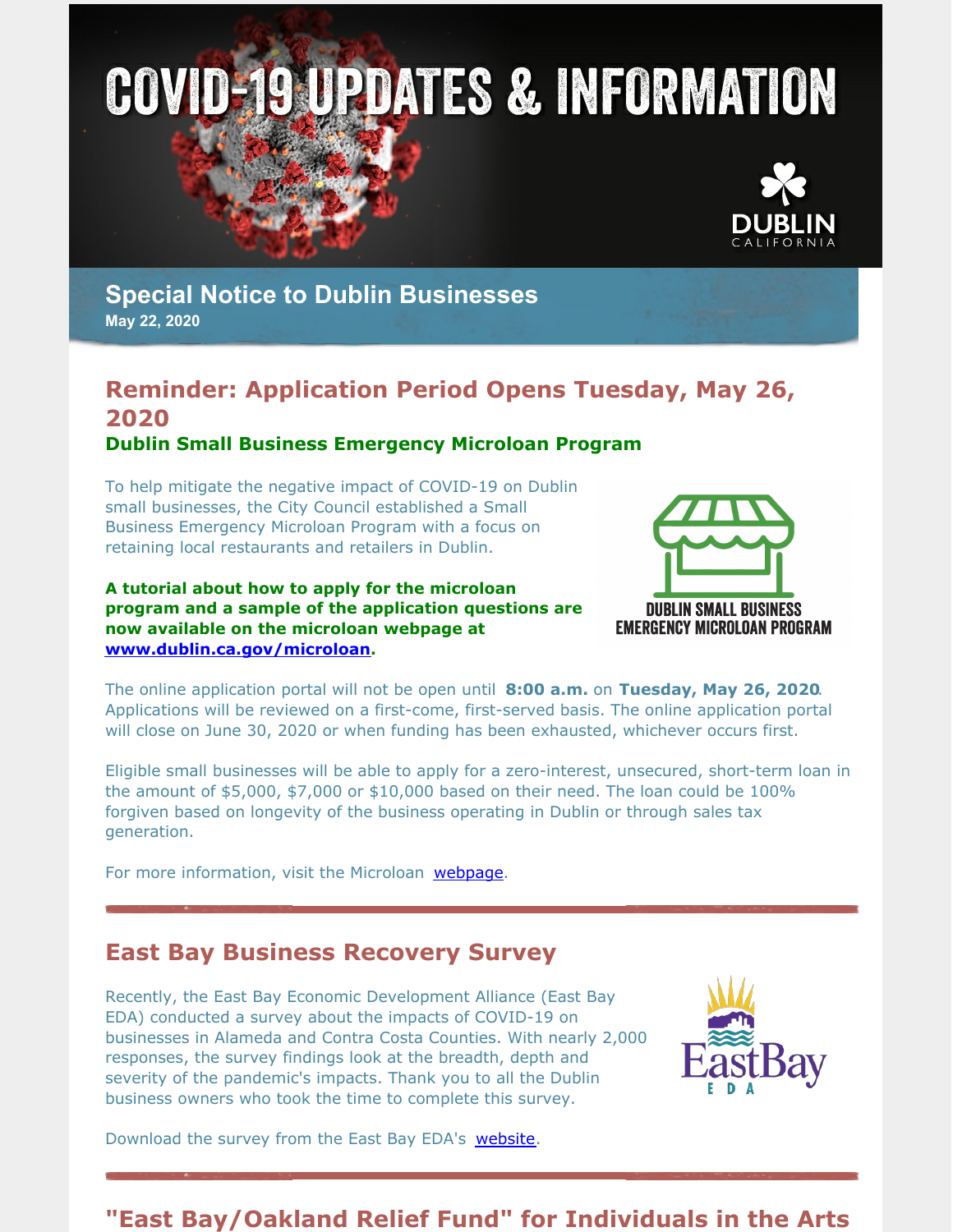# COVID-19 UPDATES & INFORMATION

DUBLIN CALIFORNIA

## Special Notice to Dublin Businesses

**May 22, 2020**

## Reminder: Application Period Opens Tuesday, May 26, 2020

### Dublin Small Business Emergency Microloan Program

To help mitigate the negative impact of COVID-19 on Dublin small businesses, the City Council established a Small Business Emergency Microloan Program with a focus on retaining local restaurants and retailers in Dublin.

DUBLIN SMALL BUSINESS EMERGENCY MICROLOAN PROGRAM

**A tutorial about how to apply for the microloan program and a sample of the application questions are now available on the microloan webpage at www.dublin.ca.gov/microloan.**

The online application portal will not be open until **8:00 a.m.** on **Tuesday, May 26, 2020**. Applications will be reviewed on a first-come, first-served basis. The online application portal will close on June 30, 2020 or when funding has been exhausted, whichever occurs first.

Eligible small businesses will be able to apply for a zero-interest, unsecured, short-term loan in the amount of $5,000, $7,000 or $10,000 based on their need. The loan could be 100% forgiven based on longevity of the business operating in Dublin or through sales tax generation.

For more information, visit the Microloan webpage.

---

## East Bay Business Recovery Survey

Recently, the East Bay Economic Development Alliance (East Bay EDA) conducted a survey about the impacts of COVID-19 on businesses in Alameda and Contra Costa Counties. With nearly 2,000 responses, the survey findings look at the breadth, depth and severity of the pandemic's impacts. Thank you to all the Dublin business owners who took the time to complete this survey.

EastBay EDA

Download the survey from the East Bay EDA's website.

---

## "East Bay/Oakland Relief Fund" for Individuals in the Arts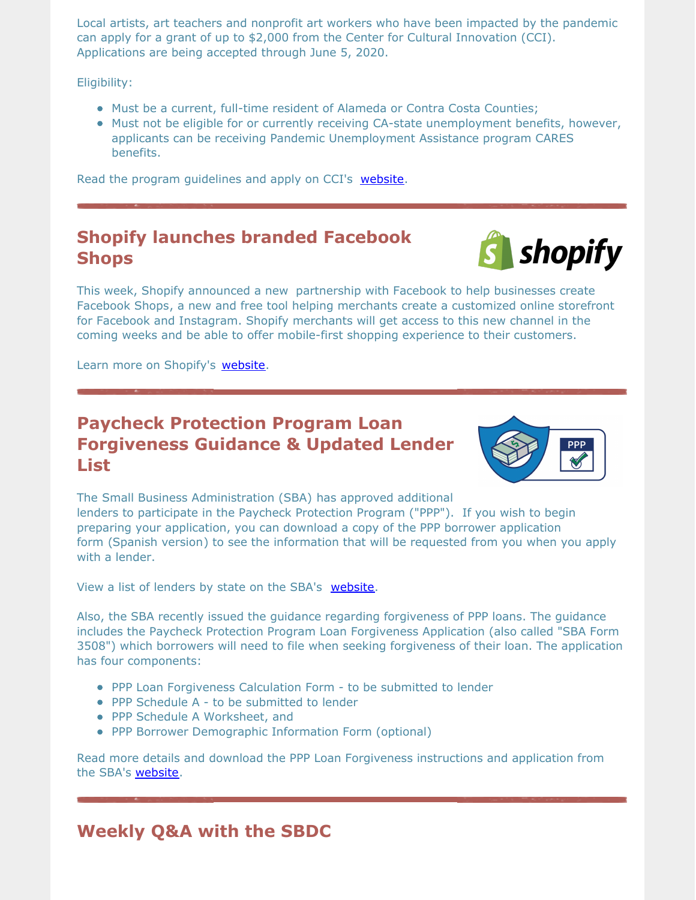Local artists, art teachers and nonprofit art workers who have been impacted by the pandemic can apply for a grant of up to $2,000 from the Center for Cultural Innovation (CCI). Applications are being accepted through June 5, 2020.

Eligibility:

- Must be a current, full-time resident of Alameda or Contra Costa Counties;
- Must not be eligible for or currently receiving CA-state unemployment benefits, however, applicants can be receiving Pandemic Unemployment Assistance program CARES benefits.

Read the program guidelines and apply on CCI's website.

## Shopify launches branded Facebook Shops

This week, Shopify announced a new partnership with Facebook to help businesses create Facebook Shops, a new and free tool helping merchants create a customized online storefront for Facebook and Instagram. Shopify merchants will get access to this new channel in the coming weeks and be able to offer mobile-first shopping experience to their customers.

Learn more on Shopify's website.

## Paycheck Protection Program Loan Forgiveness Guidance & Updated Lender List

The Small Business Administration (SBA) has approved additional lenders to participate in the Paycheck Protection Program ("PPP"). If you wish to begin preparing your application, you can download a copy of the PPP borrower application form (Spanish version) to see the information that will be requested from you when you apply with a lender.

View a list of lenders by state on the SBA's website.

Also, the SBA recently issued the guidance regarding forgiveness of PPP loans. The guidance includes the Paycheck Protection Program Loan Forgiveness Application (also called "SBA Form 3508") which borrowers will need to file when seeking forgiveness of their loan. The application has four components:

- PPP Loan Forgiveness Calculation Form - to be submitted to lender
- PPP Schedule A - to be submitted to lender
- PPP Schedule A Worksheet, and
- PPP Borrower Demographic Information Form (optional)

Read more details and download the PPP Loan Forgiveness instructions and application from the SBA's website.

## Weekly Q&A with the SBDC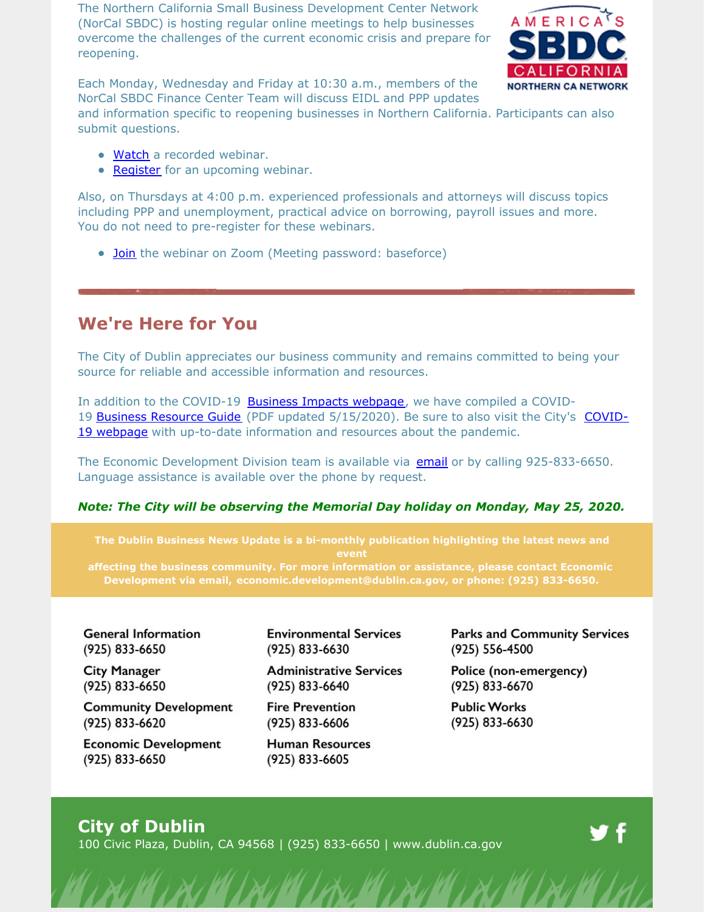The Northern California Small Business Development Center Network (NorCal SBDC) is hosting regular online meetings to help businesses overcome the challenges of the current economic crisis and prepare for reopening.

Each Monday, Wednesday and Friday at 10:30 a.m., members of the NorCal SBDC Finance Center Team will discuss EIDL and PPP updates and information specific to reopening businesses in Northern California. Participants can also submit questions.

- Watch a recorded webinar.
- Register for an upcoming webinar.

Also, on Thursdays at 4:00 p.m. experienced professionals and attorneys will discuss topics including PPP and unemployment, practical advice on borrowing, payroll issues and more. You do not need to pre-register for these webinars.

- Join the webinar on Zoom (Meeting password: baseforce)

## We're Here for You

The City of Dublin appreciates our business community and remains committed to being your source for reliable and accessible information and resources.

In addition to the COVID-19 Business Impacts webpage, we have compiled a COVID-19 Business Resource Guide (PDF updated 5/15/2020). Be sure to also visit the City's COVID-19 webpage with up-to-date information and resources about the pandemic.

The Economic Development Division team is available via email or by calling 925-833-6650. Language assistance is available over the phone by request.

***Note: The City will be observing the Memorial Day holiday on Monday, May 25, 2020.***

**The Dublin Business News Update is a bi-monthly publication highlighting the latest news and event affecting the business community. For more information or assistance, please contact Economic Development via email, economic.development@dublin.ca.gov, or phone: (925) 833-6650.**

**General Information**
(925) 833-6650

**City Manager**
(925) 833-6650

**Community Development**
(925) 833-6620

**Economic Development**
(925) 833-6650

**Environmental Services**
(925) 833-6630

**Administrative Services**
(925) 833-6640

**Fire Prevention**
(925) 833-6606

**Human Resources**
(925) 833-6605

**Parks and Community Services**
(925) 556-4500

**Police (non-emergency)**
(925) 833-6670

**Public Works**
(925) 833-6630

**City of Dublin**
100 Civic Plaza, Dublin, CA 94568 | (925) 833-6650 | www.dublin.ca.gov